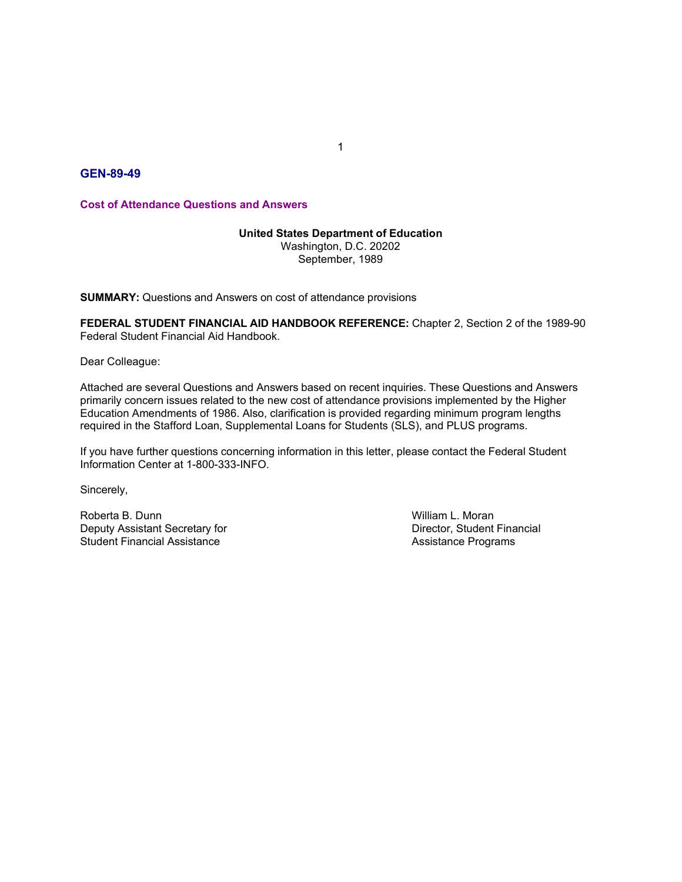## GEN-89-49

### Cost of Attendance Questions and Answers

**United States Department of Education**
Washington, D.C. 20202
September, 1989

**SUMMARY:** Questions and Answers on cost of attendance provisions

**FEDERAL STUDENT FINANCIAL AID HANDBOOK REFERENCE:** Chapter 2, Section 2 of the 1989-90 Federal Student Financial Aid Handbook.

Dear Colleague:

Attached are several Questions and Answers based on recent inquiries. These Questions and Answers primarily concern issues related to the new cost of attendance provisions implemented by the Higher Education Amendments of 1986. Also, clarification is provided regarding minimum program lengths required in the Stafford Loan, Supplemental Loans for Students (SLS), and PLUS programs.

If you have further questions concerning information in this letter, please contact the Federal Student Information Center at 1-800-333-INFO.

Sincerely,

Roberta B. Dunn
Deputy Assistant Secretary for
Student Financial Assistance

William L. Moran
Director, Student Financial
Assistance Programs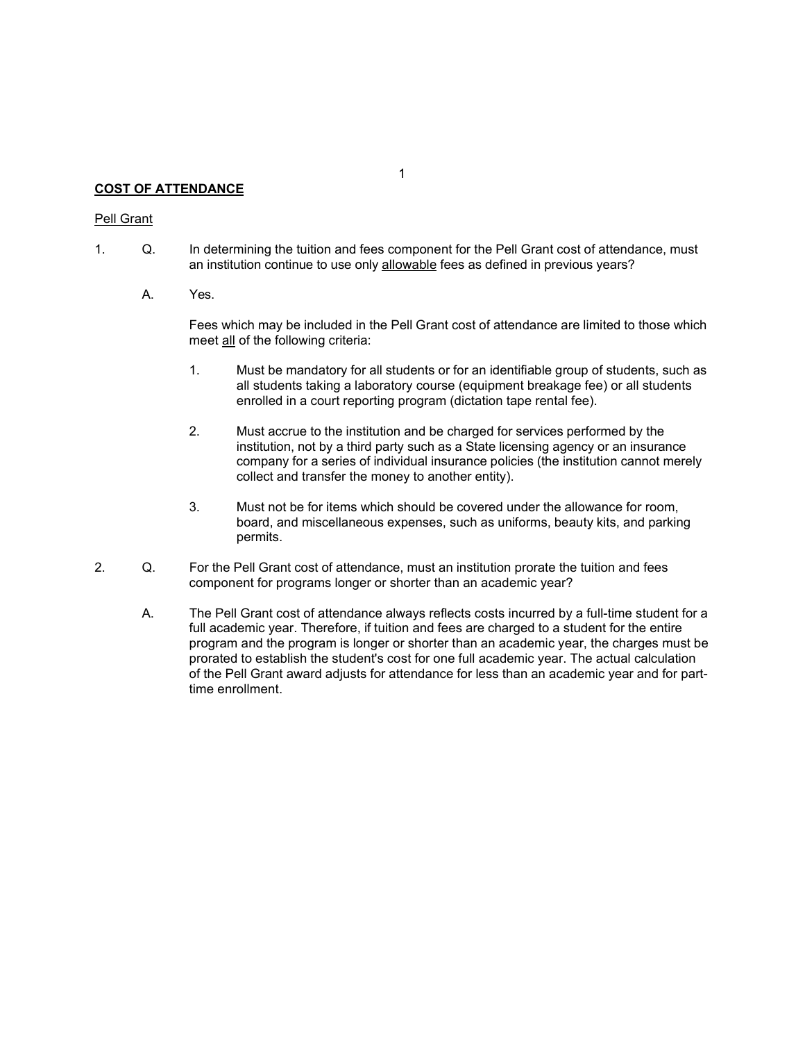## COST OF ATTENDANCE

### Pell Grant

1. Q. In determining the tuition and fees component for the Pell Grant cost of attendance, must an institution continue to use only allowable fees as defined in previous years?

   A. Yes.

   Fees which may be included in the Pell Grant cost of attendance are limited to those which meet all of the following criteria:

   1. Must be mandatory for all students or for an identifiable group of students, such as all students taking a laboratory course (equipment breakage fee) or all students enrolled in a court reporting program (dictation tape rental fee).

   2. Must accrue to the institution and be charged for services performed by the institution, not by a third party such as a State licensing agency or an insurance company for a series of individual insurance policies (the institution cannot merely collect and transfer the money to another entity).

   3. Must not be for items which should be covered under the allowance for room, board, and miscellaneous expenses, such as uniforms, beauty kits, and parking permits.

2. Q. For the Pell Grant cost of attendance, must an institution prorate the tuition and fees component for programs longer or shorter than an academic year?

   A. The Pell Grant cost of attendance always reflects costs incurred by a full-time student for a full academic year. Therefore, if tuition and fees are charged to a student for the entire program and the program is longer or shorter than an academic year, the charges must be prorated to establish the student's cost for one full academic year. The actual calculation of the Pell Grant award adjusts for attendance for less than an academic year and for part-time enrollment.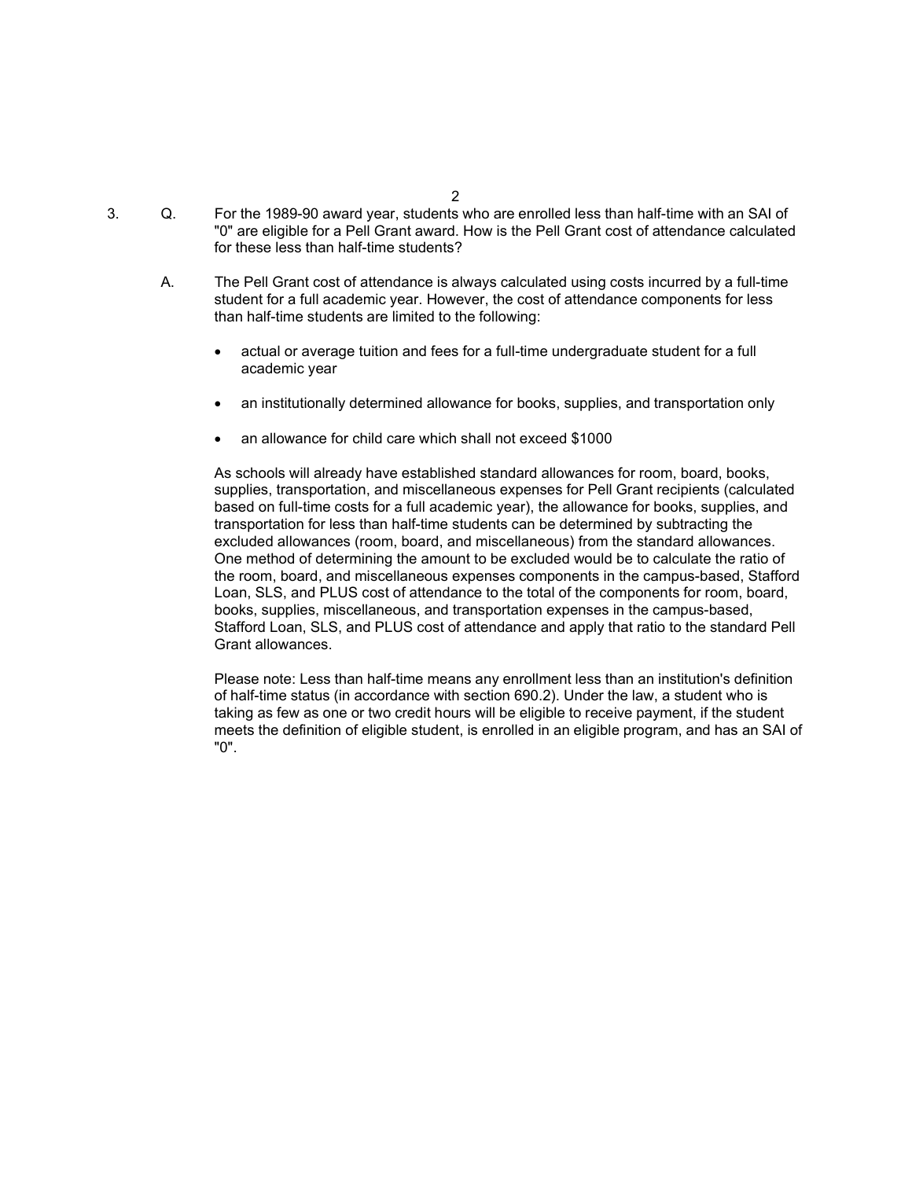3. Q. For the 1989-90 award year, students who are enrolled less than half-time with an SAI of "0" are eligible for a Pell Grant award. How is the Pell Grant cost of attendance calculated for these less than half-time students?

   A. The Pell Grant cost of attendance is always calculated using costs incurred by a full-time student for a full academic year. However, the cost of attendance components for less than half-time students are limited to the following:

   - actual or average tuition and fees for a full-time undergraduate student for a full academic year

   - an institutionally determined allowance for books, supplies, and transportation only

   - an allowance for child care which shall not exceed $1000

   As schools will already have established standard allowances for room, board, books, supplies, transportation, and miscellaneous expenses for Pell Grant recipients (calculated based on full-time costs for a full academic year), the allowance for books, supplies, and transportation for less than half-time students can be determined by subtracting the excluded allowances (room, board, and miscellaneous) from the standard allowances. One method of determining the amount to be excluded would be to calculate the ratio of the room, board, and miscellaneous expenses components in the campus-based, Stafford Loan, SLS, and PLUS cost of attendance to the total of the components for room, board, books, supplies, miscellaneous, and transportation expenses in the campus-based, Stafford Loan, SLS, and PLUS cost of attendance and apply that ratio to the standard Pell Grant allowances.

   Please note: Less than half-time means any enrollment less than an institution's definition of half-time status (in accordance with section 690.2). Under the law, a student who is taking as few as one or two credit hours will be eligible to receive payment, if the student meets the definition of eligible student, is enrolled in an eligible program, and has an SAI of "0".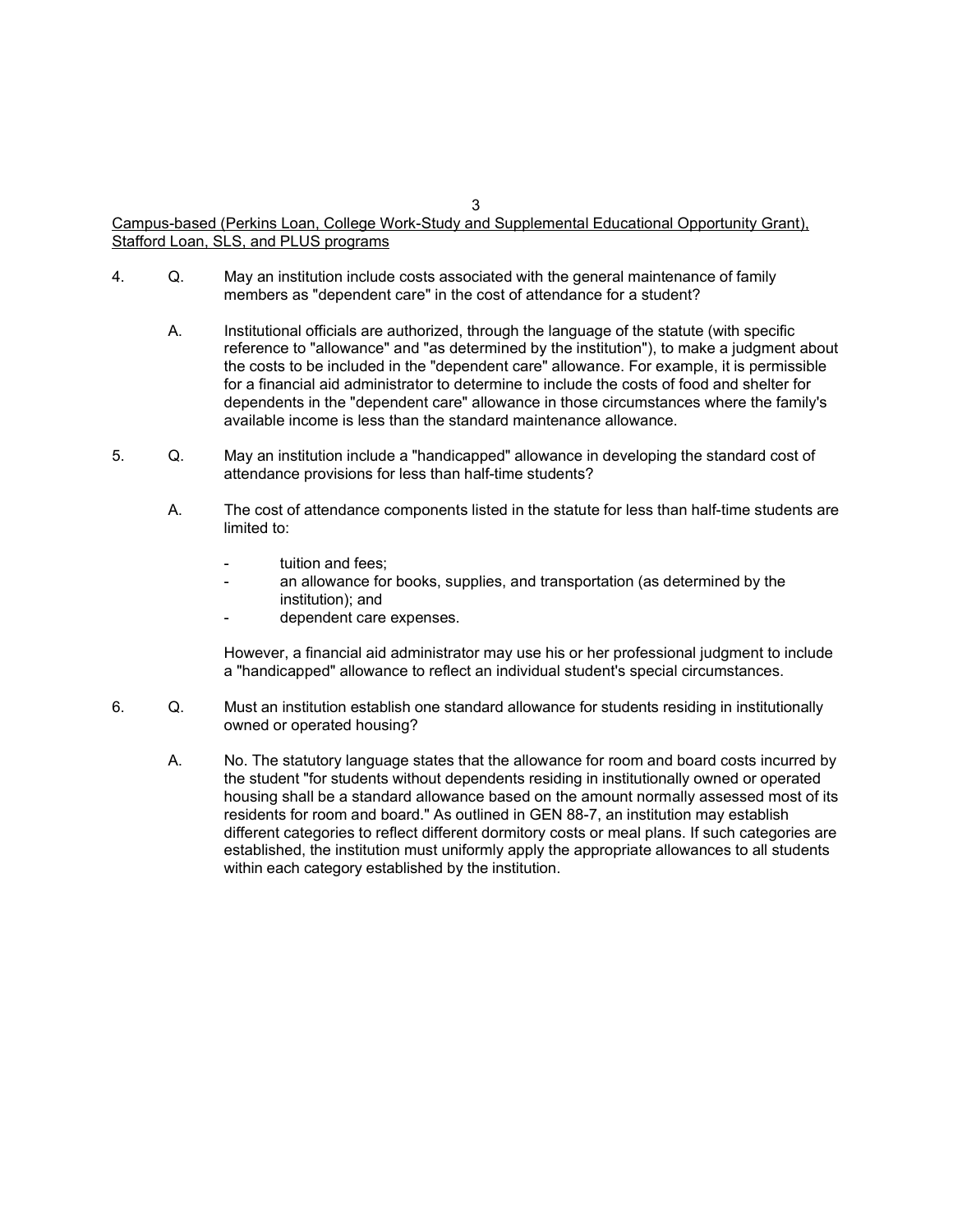<u>Campus-based (Perkins Loan, College Work-Study and Supplemental Educational Opportunity Grant), Stafford Loan, SLS, and PLUS programs</u>

4. Q. May an institution include costs associated with the general maintenance of family members as "dependent care" in the cost of attendance for a student?

   A. Institutional officials are authorized, through the language of the statute (with specific reference to "allowance" and "as determined by the institution"), to make a judgment about the costs to be included in the "dependent care" allowance. For example, it is permissible for a financial aid administrator to determine to include the costs of food and shelter for dependents in the "dependent care" allowance in those circumstances where the family's available income is less than the standard maintenance allowance.

5. Q. May an institution include a "handicapped" allowance in developing the standard cost of attendance provisions for less than half-time students?

   A. The cost of attendance components listed in the statute for less than half-time students are limited to:

   - tuition and fees;
   - an allowance for books, supplies, and transportation (as determined by the institution); and
   - dependent care expenses.

   However, a financial aid administrator may use his or her professional judgment to include a "handicapped" allowance to reflect an individual student's special circumstances.

6. Q. Must an institution establish one standard allowance for students residing in institutionally owned or operated housing?

   A. No. The statutory language states that the allowance for room and board costs incurred by the student "for students without dependents residing in institutionally owned or operated housing shall be a standard allowance based on the amount normally assessed most of its residents for room and board." As outlined in GEN 88-7, an institution may establish different categories to reflect different dormitory costs or meal plans. If such categories are established, the institution must uniformly apply the appropriate allowances to all students within each category established by the institution.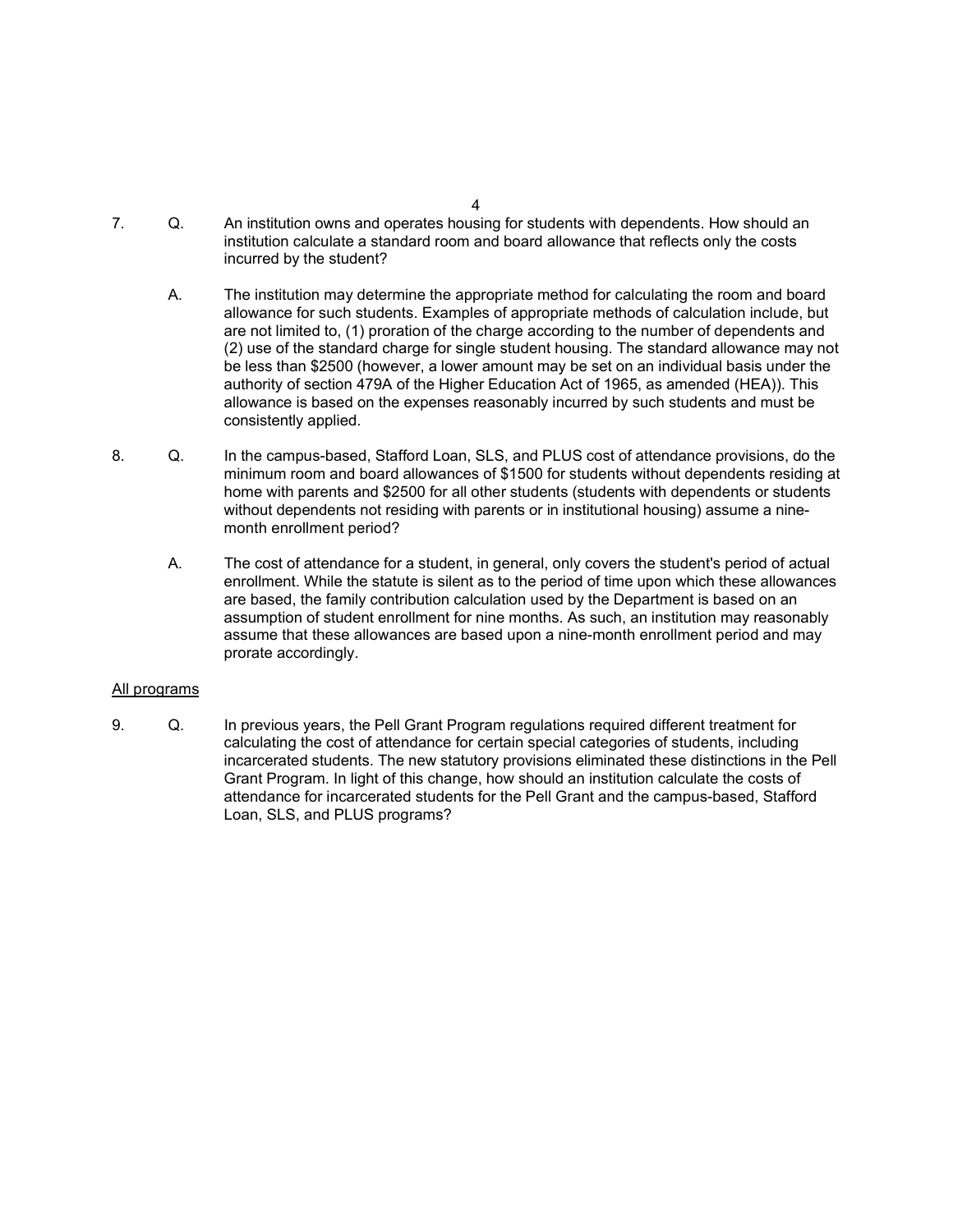7. Q. An institution owns and operates housing for students with dependents. How should an institution calculate a standard room and board allowance that reflects only the costs incurred by the student?

   A. The institution may determine the appropriate method for calculating the room and board allowance for such students. Examples of appropriate methods of calculation include, but are not limited to, (1) proration of the charge according to the number of dependents and (2) use of the standard charge for single student housing. The standard allowance may not be less than $2500 (however, a lower amount may be set on an individual basis under the authority of section 479A of the Higher Education Act of 1965, as amended (HEA)). This allowance is based on the expenses reasonably incurred by such students and must be consistently applied.

8. Q. In the campus-based, Stafford Loan, SLS, and PLUS cost of attendance provisions, do the minimum room and board allowances of $1500 for students without dependents residing at home with parents and $2500 for all other students (students with dependents or students without dependents not residing with parents or in institutional housing) assume a nine-month enrollment period?

   A. The cost of attendance for a student, in general, only covers the student's period of actual enrollment. While the statute is silent as to the period of time upon which these allowances are based, the family contribution calculation used by the Department is based on an assumption of student enrollment for nine months. As such, an institution may reasonably assume that these allowances are based upon a nine-month enrollment period and may prorate accordingly.

<u>All programs</u>

9. Q. In previous years, the Pell Grant Program regulations required different treatment for calculating the cost of attendance for certain special categories of students, including incarcerated students. The new statutory provisions eliminated these distinctions in the Pell Grant Program. In light of this change, how should an institution calculate the costs of attendance for incarcerated students for the Pell Grant and the campus-based, Stafford Loan, SLS, and PLUS programs?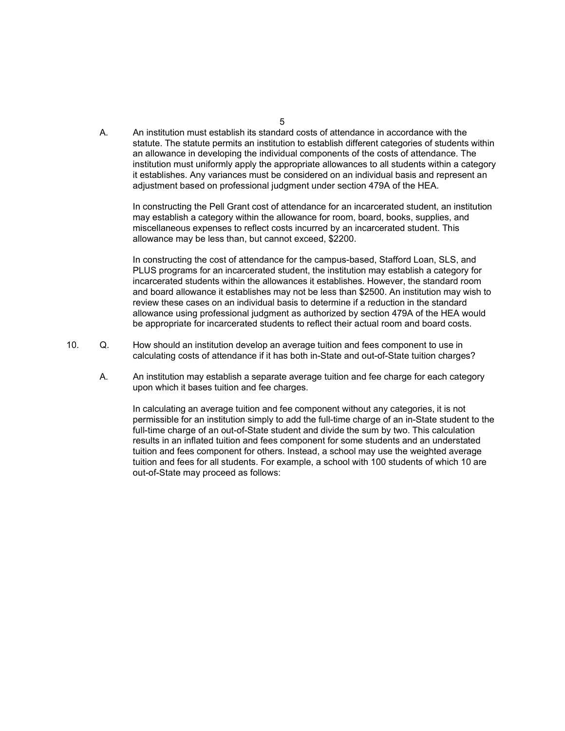A. An institution must establish its standard costs of attendance in accordance with the statute. The statute permits an institution to establish different categories of students within an allowance in developing the individual components of the costs of attendance. The institution must uniformly apply the appropriate allowances to all students within a category it establishes. Any variances must be considered on an individual basis and represent an adjustment based on professional judgment under section 479A of the HEA.

In constructing the Pell Grant cost of attendance for an incarcerated student, an institution may establish a category within the allowance for room, board, books, supplies, and miscellaneous expenses to reflect costs incurred by an incarcerated student. This allowance may be less than, but cannot exceed, $2200.

In constructing the cost of attendance for the campus-based, Stafford Loan, SLS, and PLUS programs for an incarcerated student, the institution may establish a category for incarcerated students within the allowances it establishes. However, the standard room and board allowance it establishes may not be less than $2500. An institution may wish to review these cases on an individual basis to determine if a reduction in the standard allowance using professional judgment as authorized by section 479A of the HEA would be appropriate for incarcerated students to reflect their actual room and board costs.

10. Q. How should an institution develop an average tuition and fees component to use in calculating costs of attendance if it has both in-State and out-of-State tuition charges?

A. An institution may establish a separate average tuition and fee charge for each category upon which it bases tuition and fee charges.

In calculating an average tuition and fee component without any categories, it is not permissible for an institution simply to add the full-time charge of an in-State student to the full-time charge of an out-of-State student and divide the sum by two. This calculation results in an inflated tuition and fees component for some students and an understated tuition and fees component for others. Instead, a school may use the weighted average tuition and fees for all students. For example, a school with 100 students of which 10 are out-of-State may proceed as follows: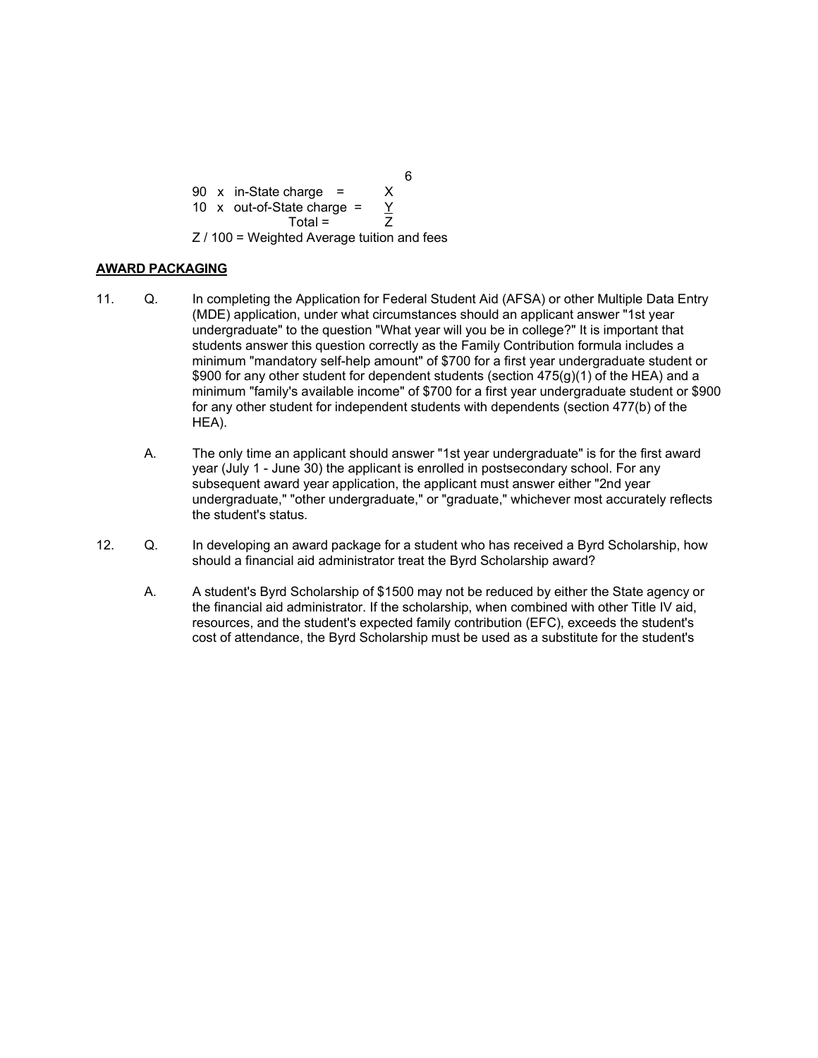```
90  x  in-State charge      =   X
10  x  out-of-State charge  =   Y
                   Total    =   Z
Z / 100 = Weighted Average tuition and fees
```

## AWARD PACKAGING

11. Q. In completing the Application for Federal Student Aid (AFSA) or other Multiple Data Entry (MDE) application, under what circumstances should an applicant answer "1st year undergraduate" to the question "What year will you be in college?" It is important that students answer this question correctly as the Family Contribution formula includes a minimum "mandatory self-help amount" of $700 for a first year undergraduate student or $900 for any other student for dependent students (section 475(g)(1) of the HEA) and a minimum "family's available income" of $700 for a first year undergraduate student or $900 for any other student for independent students with dependents (section 477(b) of the HEA).

    A. The only time an applicant should answer "1st year undergraduate" is for the first award year (July 1 - June 30) the applicant is enrolled in postsecondary school. For any subsequent award year application, the applicant must answer either "2nd year undergraduate," "other undergraduate," or "graduate," whichever most accurately reflects the student's status.

12. Q. In developing an award package for a student who has received a Byrd Scholarship, how should a financial aid administrator treat the Byrd Scholarship award?

    A. A student's Byrd Scholarship of $1500 may not be reduced by either the State agency or the financial aid administrator. If the scholarship, when combined with other Title IV aid, resources, and the student's expected family contribution (EFC), exceeds the student's cost of attendance, the Byrd Scholarship must be used as a substitute for the student's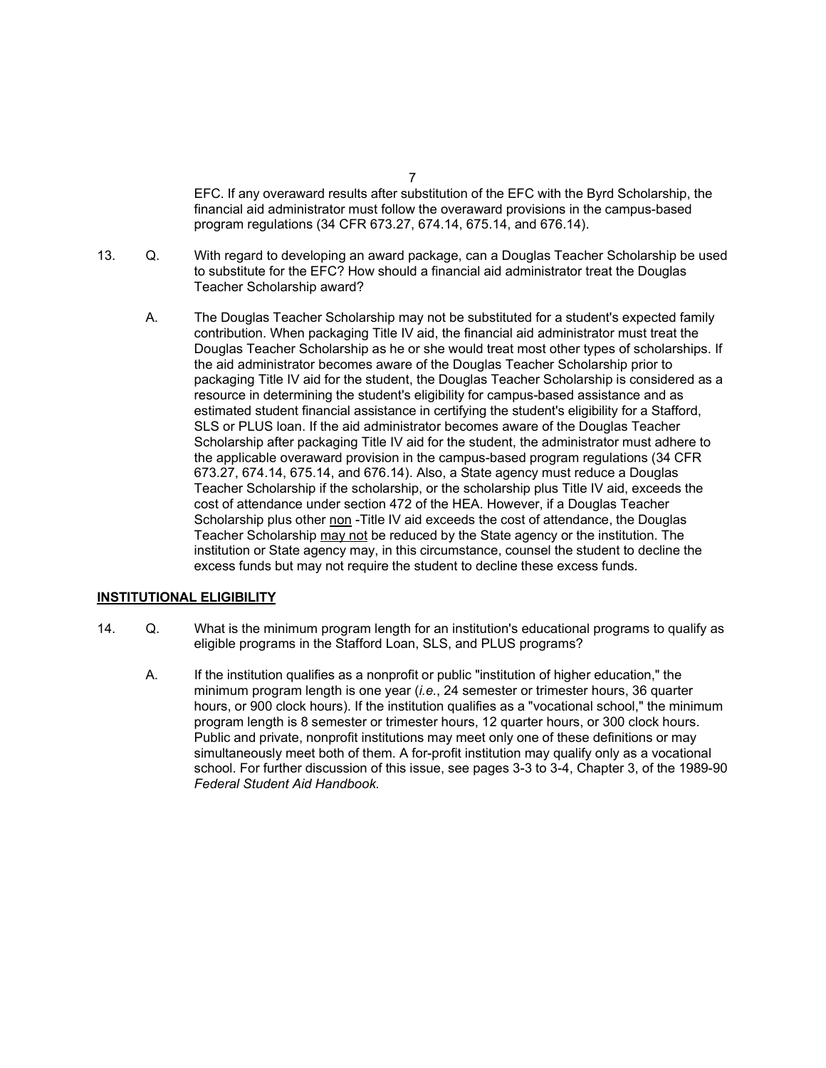EFC. If any overaward results after substitution of the EFC with the Byrd Scholarship, the financial aid administrator must follow the overaward provisions in the campus-based program regulations (34 CFR 673.27, 674.14, 675.14, and 676.14).

13. Q. With regard to developing an award package, can a Douglas Teacher Scholarship be used to substitute for the EFC? How should a financial aid administrator treat the Douglas Teacher Scholarship award?

    A. The Douglas Teacher Scholarship may not be substituted for a student's expected family contribution. When packaging Title IV aid, the financial aid administrator must treat the Douglas Teacher Scholarship as he or she would treat most other types of scholarships. If the aid administrator becomes aware of the Douglas Teacher Scholarship prior to packaging Title IV aid for the student, the Douglas Teacher Scholarship is considered as a resource in determining the student's eligibility for campus-based assistance and as estimated student financial assistance in certifying the student's eligibility for a Stafford, SLS or PLUS loan. If the aid administrator becomes aware of the Douglas Teacher Scholarship after packaging Title IV aid for the student, the administrator must adhere to the applicable overaward provision in the campus-based program regulations (34 CFR 673.27, 674.14, 675.14, and 676.14). Also, a State agency must reduce a Douglas Teacher Scholarship if the scholarship, or the scholarship plus Title IV aid, exceeds the cost of attendance under section 472 of the HEA. However, if a Douglas Teacher Scholarship plus other <u>non</u> -Title IV aid exceeds the cost of attendance, the Douglas Teacher Scholarship <u>may not</u> be reduced by the State agency or the institution. The institution or State agency may, in this circumstance, counsel the student to decline the excess funds but may not require the student to decline these excess funds.

## INSTITUTIONAL ELIGIBILITY

14. Q. What is the minimum program length for an institution's educational programs to qualify as eligible programs in the Stafford Loan, SLS, and PLUS programs?

    A. If the institution qualifies as a nonprofit or public "institution of higher education," the minimum program length is one year (*i.e.*, 24 semester or trimester hours, 36 quarter hours, or 900 clock hours). If the institution qualifies as a "vocational school," the minimum program length is 8 semester or trimester hours, 12 quarter hours, or 300 clock hours. Public and private, nonprofit institutions may meet only one of these definitions or may simultaneously meet both of them. A for-profit institution may qualify only as a vocational school. For further discussion of this issue, see pages 3-3 to 3-4, Chapter 3, of the 1989-90 *Federal Student Aid Handbook.*